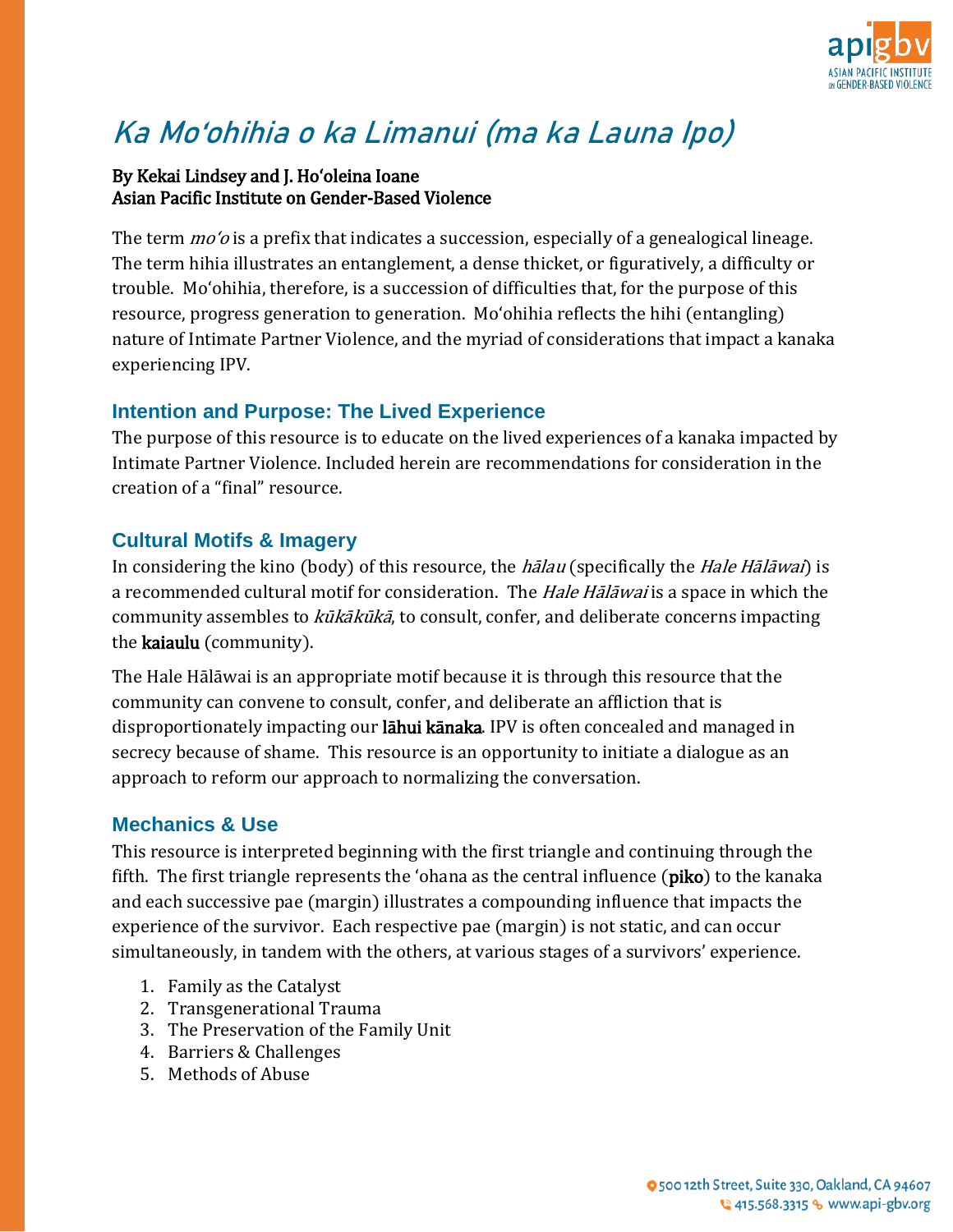# *Ka Moʻohihia o ka Limanui (ma ka Launa Ipo)*

**By Kekai Lindsey and J. Hoʻoleina Ioane**
**Asian Pacific Institute on Gender-Based Violence**

The term *moʻo* is a prefix that indicates a succession, especially of a genealogical lineage. The term hihia illustrates an entanglement, a dense thicket, or figuratively, a difficulty or trouble. Moʻohihia, therefore, is a succession of difficulties that, for the purpose of this resource, progress generation to generation. Moʻohihia reflects the hihi (entangling) nature of Intimate Partner Violence, and the myriad of considerations that impact a kanaka experiencing IPV.

## Intention and Purpose: The Lived Experience

The purpose of this resource is to educate on the lived experiences of a kanaka impacted by Intimate Partner Violence. Included herein are recommendations for consideration in the creation of a "final" resource.

## Cultural Motifs & Imagery

In considering the kino (body) of this resource, the *hālau* (specifically the *Hale Hālāwai*) is a recommended cultural motif for consideration. The *Hale Hālāwai* is a space in which the community assembles to *kūkākūkā*, to consult, confer, and deliberate concerns impacting the kaiaulu (community).

The Hale Hālāwai is an appropriate motif because it is through this resource that the community can convene to consult, confer, and deliberate an affliction that is disproportionately impacting our lāhui kānaka. IPV is often concealed and managed in secrecy because of shame. This resource is an opportunity to initiate a dialogue as an approach to reform our approach to normalizing the conversation.

## Mechanics & Use

This resource is interpreted beginning with the first triangle and continuing through the fifth. The first triangle represents the ʻohana as the central influence (piko) to the kanaka and each successive pae (margin) illustrates a compounding influence that impacts the experience of the survivor. Each respective pae (margin) is not static, and can occur simultaneously, in tandem with the others, at various stages of a survivors' experience.

1. Family as the Catalyst
2. Transgenerational Trauma
3. The Preservation of the Family Unit
4. Barriers & Challenges
5. Methods of Abuse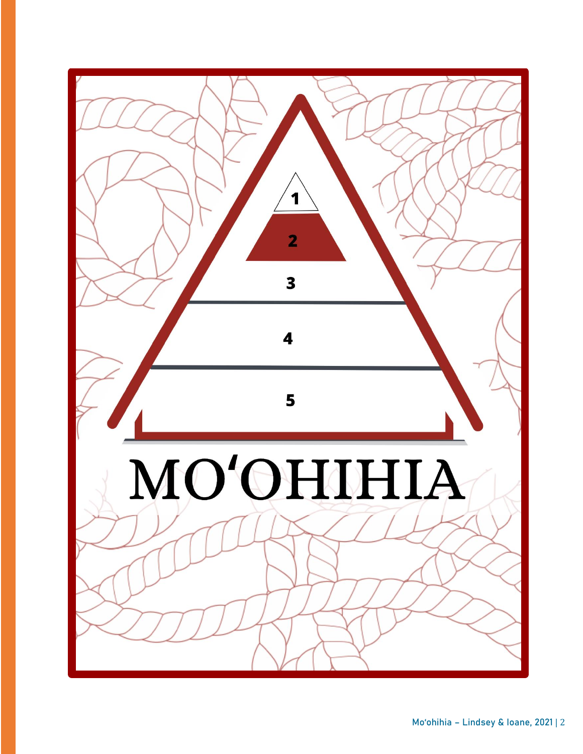1

2

3

4

5

# MOʻOHIHIA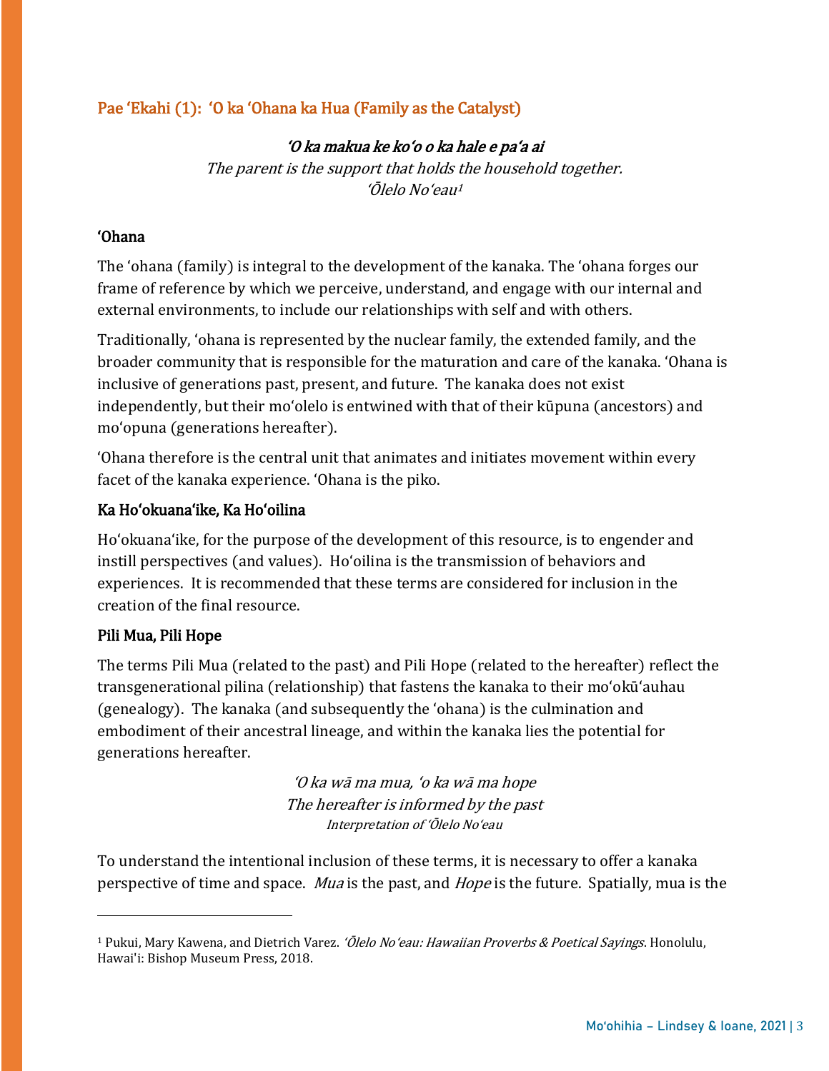## Pae ʻEkahi (1): ʻO ka ʻOhana ka Hua (Family as the Catalyst)

*ʻO ka makua ke koʻo o ka hale e paʻa ai*
*The parent is the support that holds the household together.*
*ʻŌlelo Noʻeau*[1]

### ʻOhana

The ʻohana (family) is integral to the development of the kanaka. The ʻohana forges our frame of reference by which we perceive, understand, and engage with our internal and external environments, to include our relationships with self and with others.

Traditionally, ʻohana is represented by the nuclear family, the extended family, and the broader community that is responsible for the maturation and care of the kanaka. ʻOhana is inclusive of generations past, present, and future. The kanaka does not exist independently, but their moʻolelo is entwined with that of their kūpuna (ancestors) and moʻopuna (generations hereafter).

ʻOhana therefore is the central unit that animates and initiates movement within every facet of the kanaka experience. ʻOhana is the piko.

### Ka Hoʻokuanaʻike, Ka Hoʻoilina

Hoʻokuanaʻike, for the purpose of the development of this resource, is to engender and instill perspectives (and values). Hoʻoilina is the transmission of behaviors and experiences. It is recommended that these terms are considered for inclusion in the creation of the final resource.

### Pili Mua, Pili Hope

The terms Pili Mua (related to the past) and Pili Hope (related to the hereafter) reflect the transgenerational pilina (relationship) that fastens the kanaka to their moʻokūʻauhau (genealogy). The kanaka (and subsequently the ʻohana) is the culmination and embodiment of their ancestral lineage, and within the kanaka lies the potential for generations hereafter.

*ʻO ka wā ma mua, ʻo ka wā ma hope*
*The hereafter is informed by the past*
*Interpretation of ʻŌlelo Noʻeau*

To understand the intentional inclusion of these terms, it is necessary to offer a kanaka perspective of time and space. *Mua* is the past, and *Hope* is the future. Spatially, mua is the

---

[1] Pukui, Mary Kawena, and Dietrich Varez. *ʻŌlelo Noʻeau: Hawaiian Proverbs & Poetical Sayings*. Honolulu, Hawai'i: Bishop Museum Press, 2018.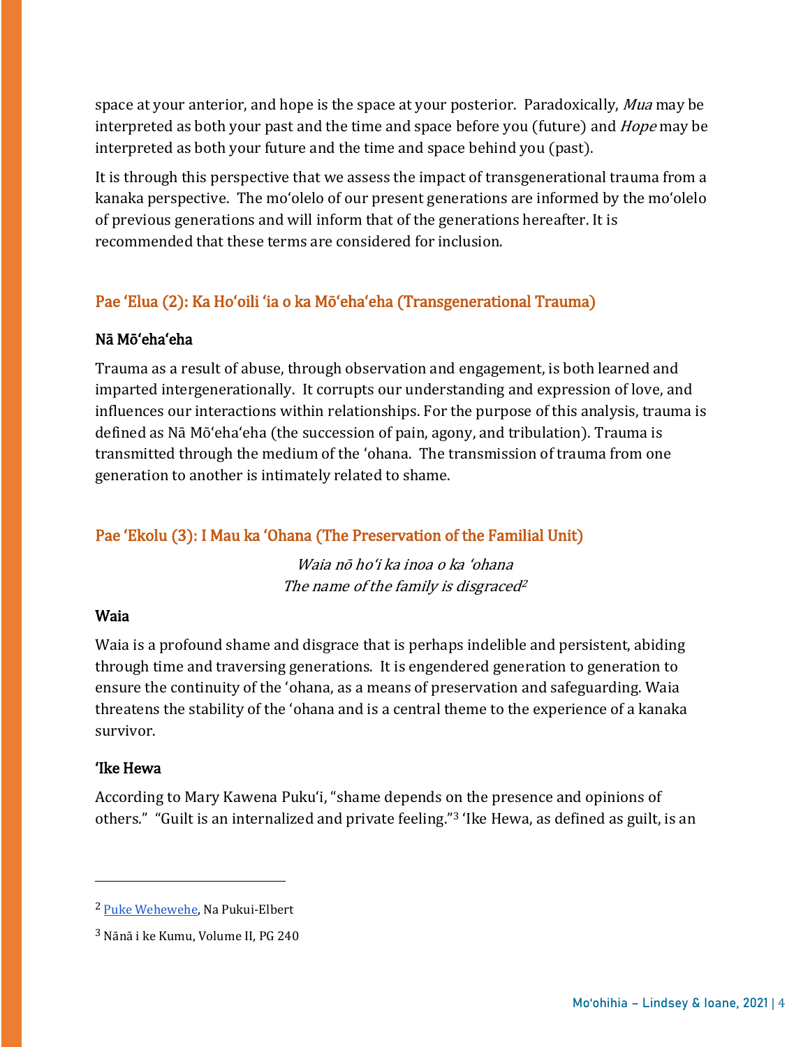space at your anterior, and hope is the space at your posterior. Paradoxically, *Mua* may be interpreted as both your past and the time and space before you (future) and *Hope* may be interpreted as both your future and the time and space behind you (past).

It is through this perspective that we assess the impact of transgenerational trauma from a kanaka perspective. The moʻolelo of our present generations are informed by the moʻolelo of previous generations and will inform that of the generations hereafter. It is recommended that these terms are considered for inclusion.

## Pae ʻElua (2): Ka Hoʻoili ʻia o ka Mōʻehaʻeha (Transgenerational Trauma)

### Nā Mōʻehaʻeha

Trauma as a result of abuse, through observation and engagement, is both learned and imparted intergenerationally. It corrupts our understanding and expression of love, and influences our interactions within relationships. For the purpose of this analysis, trauma is defined as Nā Mōʻehaʻeha (the succession of pain, agony, and tribulation). Trauma is transmitted through the medium of the ʻohana. The transmission of trauma from one generation to another is intimately related to shame.

## Pae ʻEkolu (3): I Mau ka ʻOhana (The Preservation of the Familial Unit)

*Waia nō hoʻi ka inoa o ka ʻohana*
*The name of the family is disgraced*[2]

### Waia

Waia is a profound shame and disgrace that is perhaps indelible and persistent, abiding through time and traversing generations. It is engendered generation to generation to ensure the continuity of the ʻohana, as a means of preservation and safeguarding. Waia threatens the stability of the ʻohana and is a central theme to the experience of a kanaka survivor.

### ʻIke Hewa

According to Mary Kawena Pukuʻi, "shame depends on the presence and opinions of others." "Guilt is an internalized and private feeling."[3] ʻIke Hewa, as defined as guilt, is an

---

[2] Puke Wehewehe, Na Pukui-Elbert

[3] Nānā i ke Kumu, Volume II, PG 240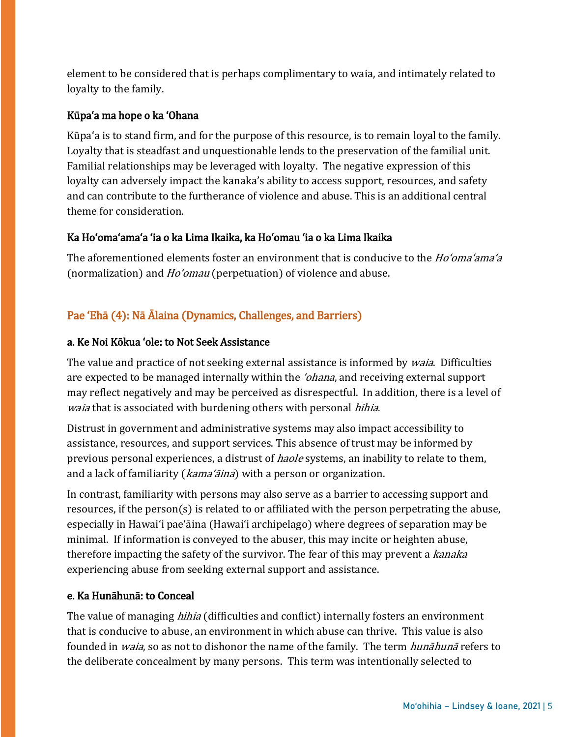element to be considered that is perhaps complimentary to waia, and intimately related to loyalty to the family.

### Kūpaʻa ma hope o ka ʻOhana

Kūpaʻa is to stand firm, and for the purpose of this resource, is to remain loyal to the family. Loyalty that is steadfast and unquestionable lends to the preservation of the familial unit. Familial relationships may be leveraged with loyalty. The negative expression of this loyalty can adversely impact the kanaka's ability to access support, resources, and safety and can contribute to the furtherance of violence and abuse. This is an additional central theme for consideration.

### Ka Hoʻomaʻamaʻa ʻia o ka Lima Ikaika, ka Hoʻomau ʻia o ka Lima Ikaika

The aforementioned elements foster an environment that is conducive to the *Hoʻomaʻamaʻa* (normalization) and *Hoʻomau* (perpetuation) of violence and abuse.

## Pae ʻEhā (4): Nā Ālaina (Dynamics, Challenges, and Barriers)

### a. Ke Noi Kōkua ʻole: to Not Seek Assistance

The value and practice of not seeking external assistance is informed by *waia*. Difficulties are expected to be managed internally within the *ʻohana*, and receiving external support may reflect negatively and may be perceived as disrespectful. In addition, there is a level of *waia* that is associated with burdening others with personal *hihia*.

Distrust in government and administrative systems may also impact accessibility to assistance, resources, and support services. This absence of trust may be informed by previous personal experiences, a distrust of *haole* systems, an inability to relate to them, and a lack of familiarity (*kamaʻāina*) with a person or organization.

In contrast, familiarity with persons may also serve as a barrier to accessing support and resources, if the person(s) is related to or affiliated with the person perpetrating the abuse, especially in Hawaiʻi paeʻāina (Hawaiʻi archipelago) where degrees of separation may be minimal. If information is conveyed to the abuser, this may incite or heighten abuse, therefore impacting the safety of the survivor. The fear of this may prevent a *kanaka* experiencing abuse from seeking external support and assistance.

### e. Ka Hunāhunā: to Conceal

The value of managing *hihia* (difficulties and conflict) internally fosters an environment that is conducive to abuse, an environment in which abuse can thrive. This value is also founded in *waia*, so as not to dishonor the name of the family. The term *hunāhunā* refers to the deliberate concealment by many persons. This term was intentionally selected to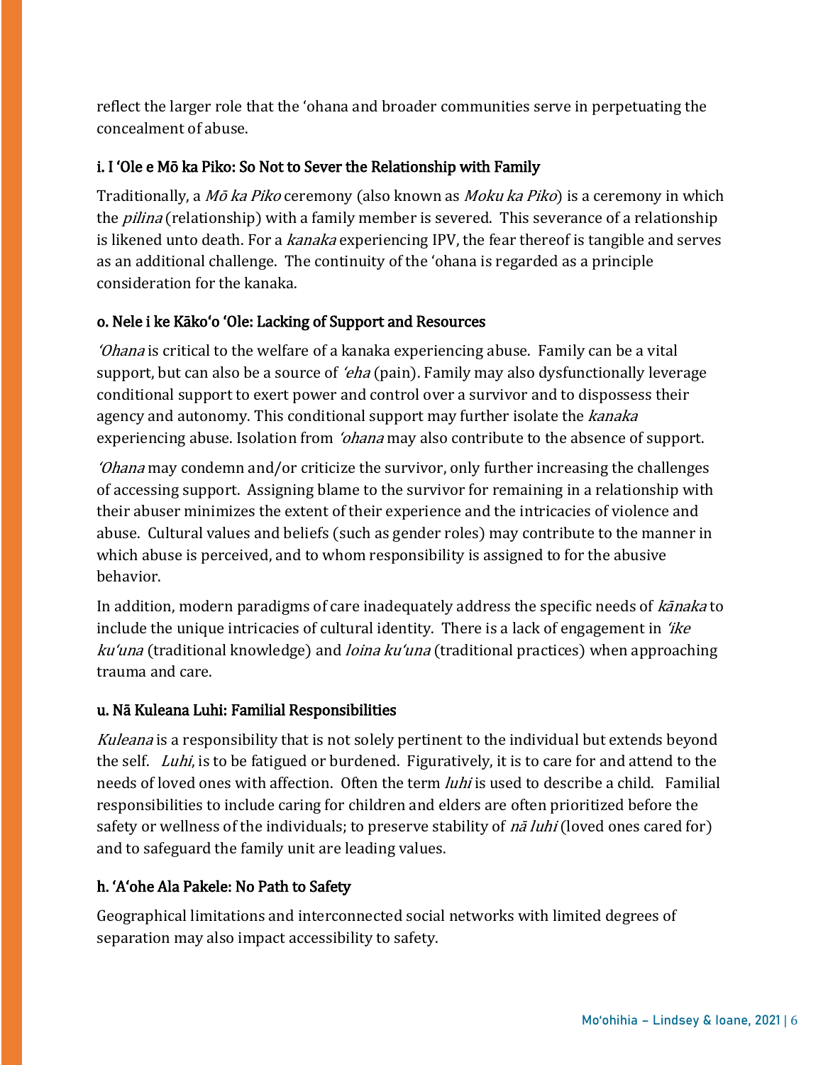reflect the larger role that the ʻohana and broader communities serve in perpetuating the concealment of abuse.

### i. I ʻOle e Mō ka Piko: So Not to Sever the Relationship with Family

Traditionally, a *Mō ka Piko* ceremony (also known as *Moku ka Piko*) is a ceremony in which the *pilina* (relationship) with a family member is severed. This severance of a relationship is likened unto death. For a *kanaka* experiencing IPV, the fear thereof is tangible and serves as an additional challenge. The continuity of the ʻohana is regarded as a principle consideration for the kanaka.

### o. Nele i ke Kākoʻo ʻOle: Lacking of Support and Resources

*ʻOhana* is critical to the welfare of a kanaka experiencing abuse. Family can be a vital support, but can also be a source of *ʻeha* (pain). Family may also dysfunctionally leverage conditional support to exert power and control over a survivor and to dispossess their agency and autonomy. This conditional support may further isolate the *kanaka* experiencing abuse. Isolation from *ʻohana* may also contribute to the absence of support.

*ʻOhana* may condemn and/or criticize the survivor, only further increasing the challenges of accessing support. Assigning blame to the survivor for remaining in a relationship with their abuser minimizes the extent of their experience and the intricacies of violence and abuse. Cultural values and beliefs (such as gender roles) may contribute to the manner in which abuse is perceived, and to whom responsibility is assigned to for the abusive behavior.

In addition, modern paradigms of care inadequately address the specific needs of *kānaka* to include the unique intricacies of cultural identity. There is a lack of engagement in *ʻike kuʻuna* (traditional knowledge) and *loina kuʻuna* (traditional practices) when approaching trauma and care.

### u. Nā Kuleana Luhi: Familial Responsibilities

*Kuleana* is a responsibility that is not solely pertinent to the individual but extends beyond the self. *Luhi*, is to be fatigued or burdened. Figuratively, it is to care for and attend to the needs of loved ones with affection. Often the term *luhi* is used to describe a child. Familial responsibilities to include caring for children and elders are often prioritized before the safety or wellness of the individuals; to preserve stability of *nā luhi* (loved ones cared for) and to safeguard the family unit are leading values.

### h. ʻAʻohe Ala Pakele: No Path to Safety

Geographical limitations and interconnected social networks with limited degrees of separation may also impact accessibility to safety.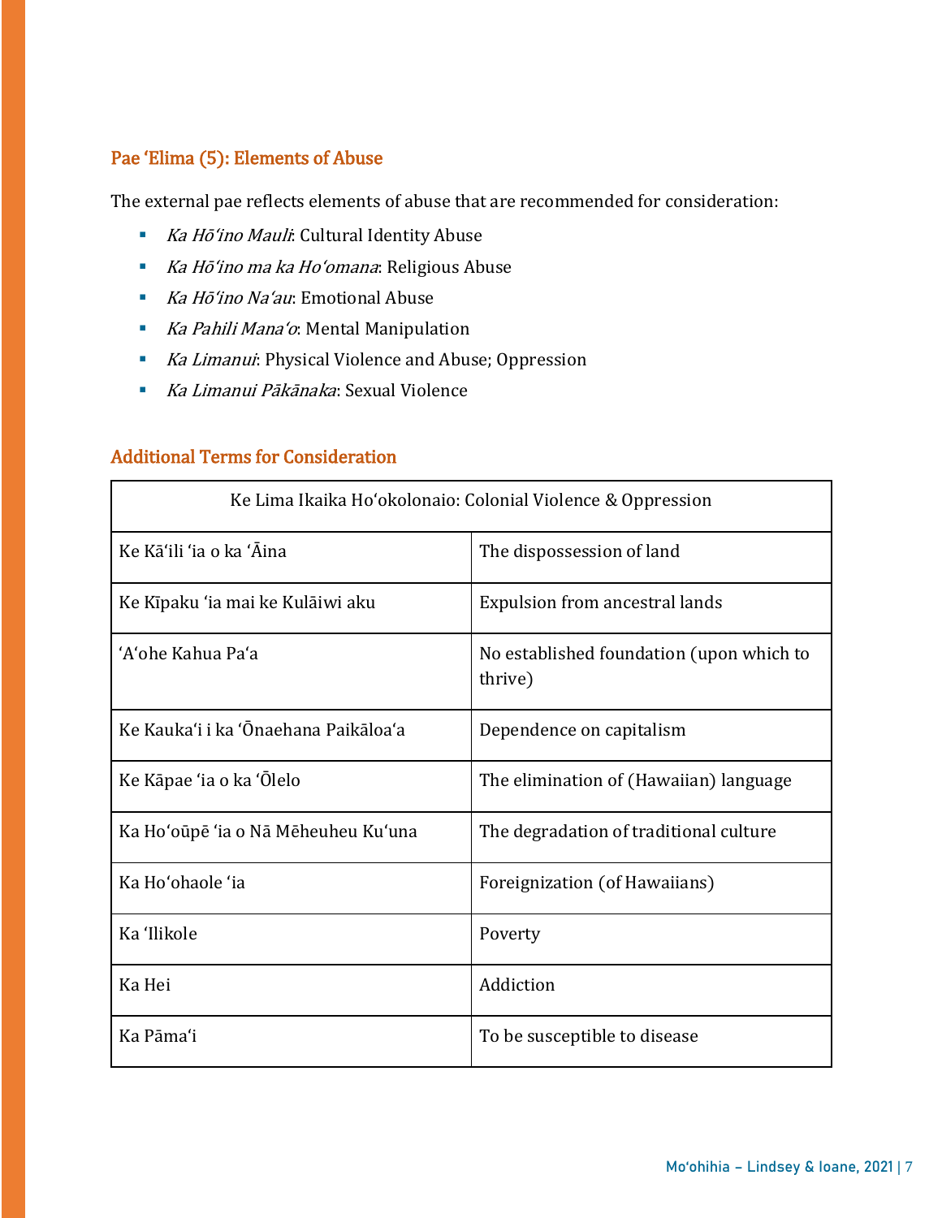### Pae ʻElima (5): Elements of Abuse

The external pae reflects elements of abuse that are recommended for consideration:

- *Ka Hōʻino Mauli*: Cultural Identity Abuse
- *Ka Hōʻino ma ka Hoʻomana*: Religious Abuse
- *Ka Hōʻino Naʻau*: Emotional Abuse
- *Ka Pahili Manaʻo*: Mental Manipulation
- *Ka Limanui*: Physical Violence and Abuse; Oppression
- *Ka Limanui Pākānaka*: Sexual Violence

### Additional Terms for Consideration

| Ke Lima Ikaika Hoʻokolonaio: Colonial Violence & Oppression | |
|---|---|
| Ke Kāʻili ʻia o ka ʻĀina | The dispossession of land |
| Ke Kīpaku ʻia mai ke Kulāiwi aku | Expulsion from ancestral lands |
| ʻAʻohe Kahua Paʻa | No established foundation (upon which to thrive) |
| Ke Kaukaʻi i ka ʻŌnaehana Paikāloaʻa | Dependence on capitalism |
| Ke Kāpae ʻia o ka ʻŌlelo | The elimination of (Hawaiian) language |
| Ka Hoʻoūpē ʻia o Nā Mēheuheu Kuʻuna | The degradation of traditional culture |
| Ka Hoʻohaole ʻia | Foreignization (of Hawaiians) |
| Ka ʻIlikole | Poverty |
| Ka Hei | Addiction |
| Ka Pāmaʻi | To be susceptible to disease |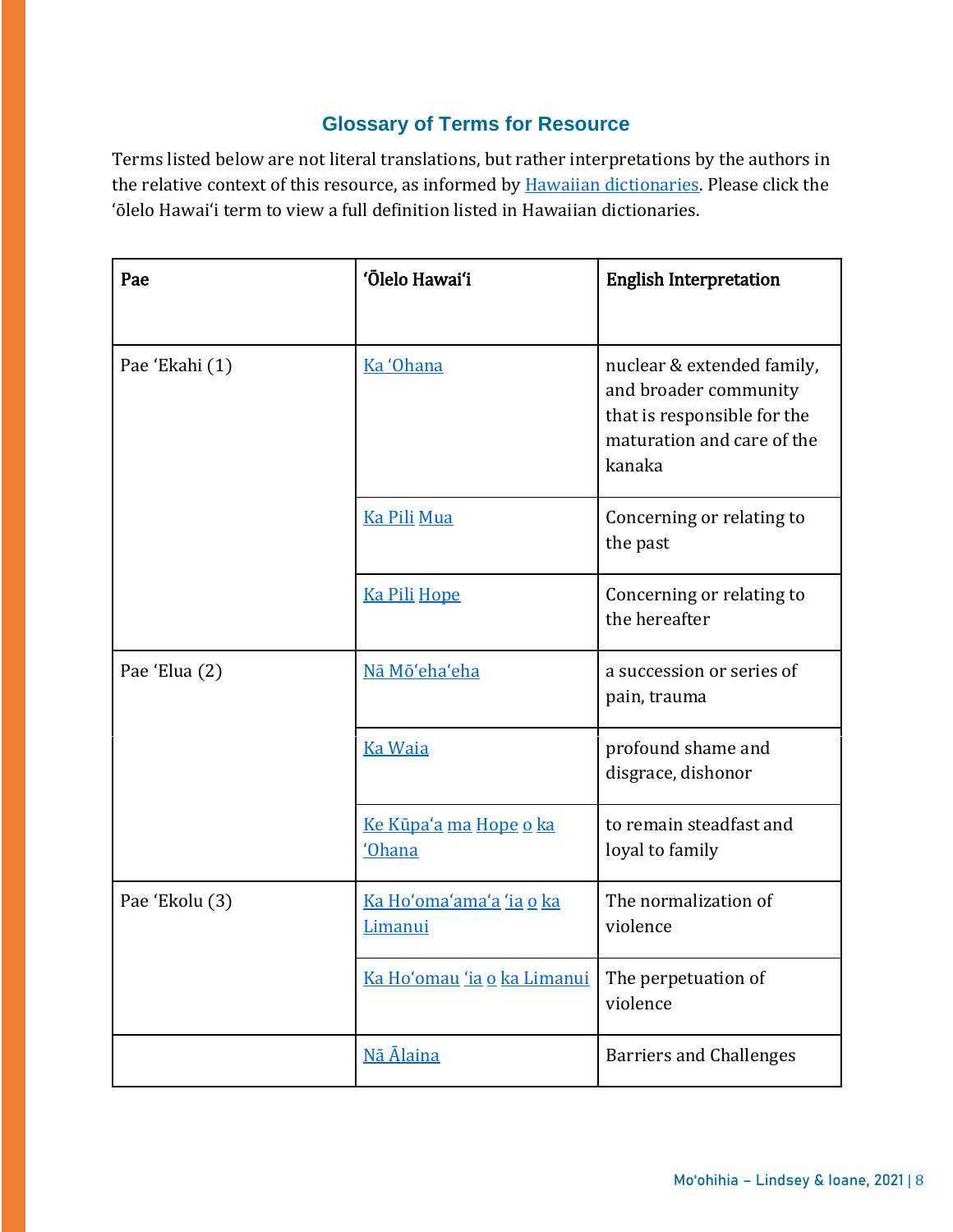## Glossary of Terms for Resource

Terms listed below are not literal translations, but rather interpretations by the authors in the relative context of this resource, as informed by Hawaiian dictionaries. Please click the ʻōlelo Hawaiʻi term to view a full definition listed in Hawaiian dictionaries.

| Pae | ʻŌlelo Hawaiʻi | English Interpretation |
|---|---|---|
| Pae ʻEkahi (1) | Ka ʻOhana | nuclear & extended family, and broader community that is responsible for the maturation and care of the kanaka |
| | Ka Pili Mua | Concerning or relating to the past |
| | Ka Pili Hope | Concerning or relating to the hereafter |
| Pae ʻElua (2) | Nā Mōʻehaʻeha | a succession or series of pain, trauma |
| | Ka Waia | profound shame and disgrace, dishonor |
| | Ke Kūpaʻa ma Hope o ka ʻOhana | to remain steadfast and loyal to family |
| Pae ʻEkolu (3) | Ka Hoʻomaʻamaʻa ʻia o ka Limanui | The normalization of violence |
| | Ka Hoʻomau ʻia o ka Limanui | The perpetuation of violence |
| | Nā Ālaina | Barriers and Challenges |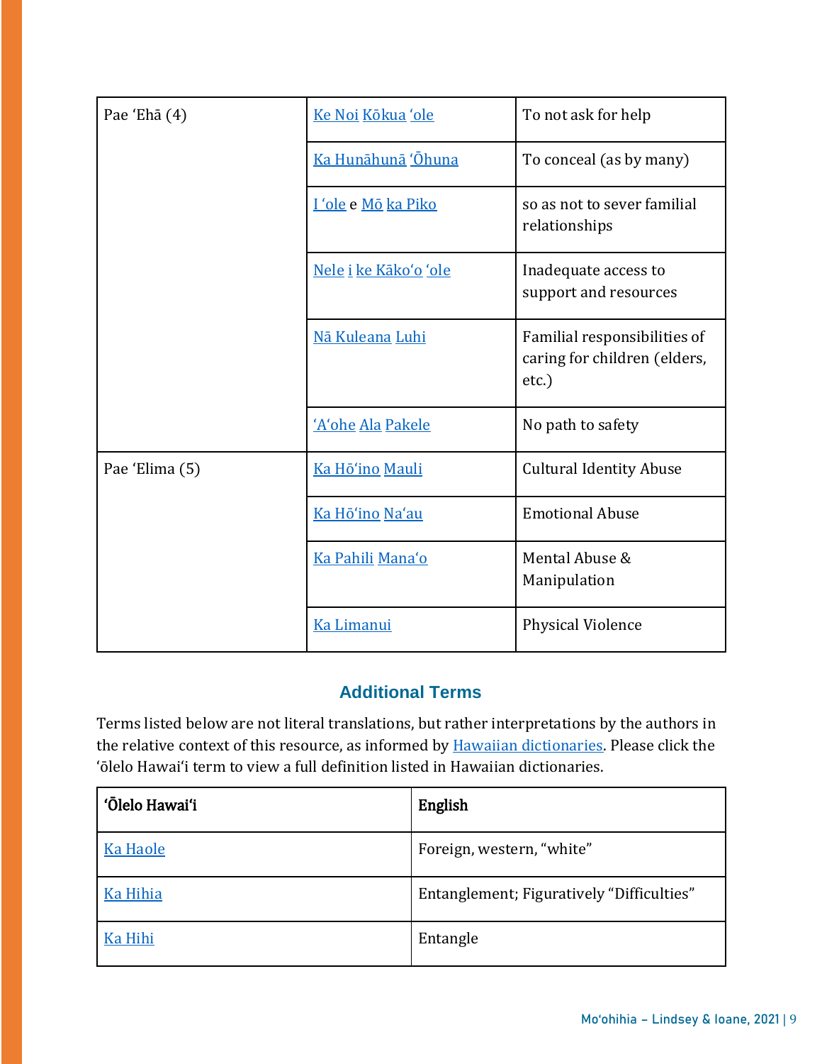| | | |
|---|---|---|
| Pae ʻEhā (4) | Ke Noi Kōkua ʻole | To not ask for help |
| | Ka Hunāhunā ʻŌhuna | To conceal (as by many) |
| | I ʻole e Mō ka Piko | so as not to sever familial relationships |
| | Nele i ke Kākoʻo ʻole | Inadequate access to support and resources |
| | Nā Kuleana Luhi | Familial responsibilities of caring for children (elders, etc.) |
| | ʻAʻohe Ala Pakele | No path to safety |
| Pae ʻElima (5) | Ka Hōʻino Mauli | Cultural Identity Abuse |
| | Ka Hōʻino Naʻau | Emotional Abuse |
| | Ka Pahili Manaʻo | Mental Abuse & Manipulation |
| | Ka Limanui | Physical Violence |

## Additional Terms

Terms listed below are not literal translations, but rather interpretations by the authors in the relative context of this resource, as informed by Hawaiian dictionaries. Please click the ʻōlelo Hawaiʻi term to view a full definition listed in Hawaiian dictionaries.

| ʻŌlelo Hawaiʻi | English |
|---|---|
| Ka Haole | Foreign, western, "white" |
| Ka Hihia | Entanglement; Figuratively "Difficulties" |
| Ka Hihi | Entangle |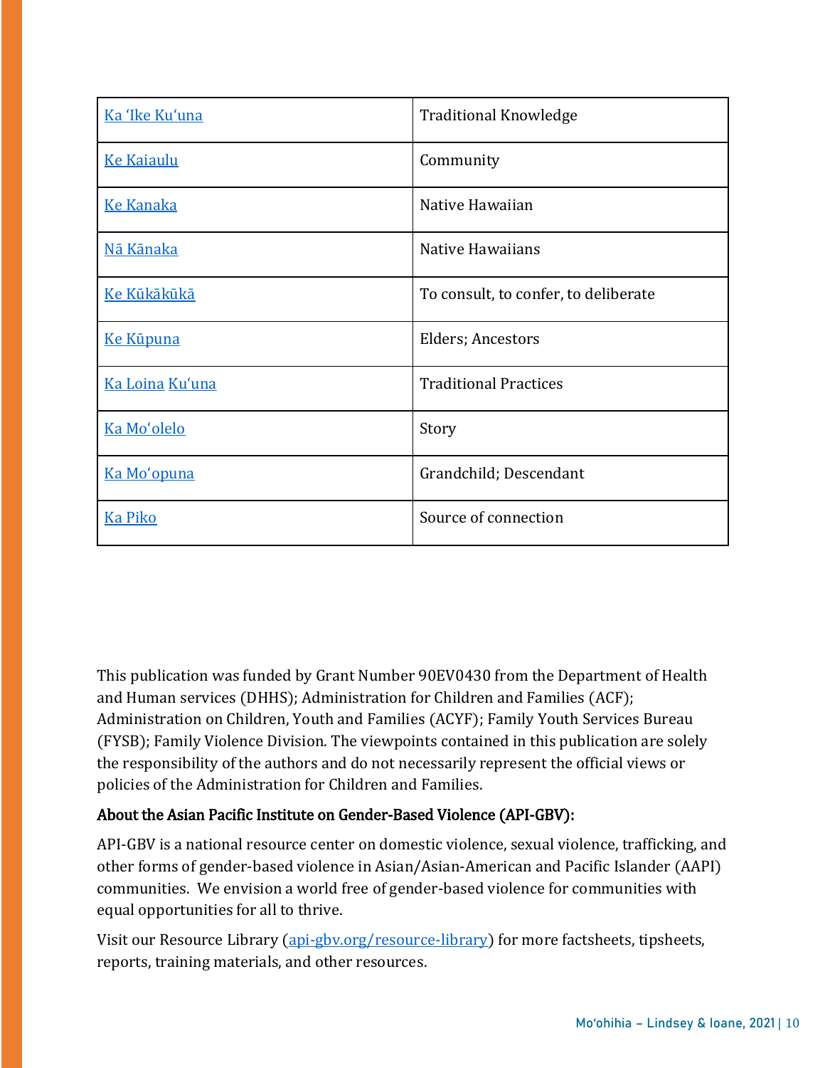| | |
|---|---|
| Ka ʻIke Kuʻuna | Traditional Knowledge |
| Ke Kaiaulu | Community |
| Ke Kanaka | Native Hawaiian |
| Nā Kānaka | Native Hawaiians |
| Ke Kūkākūkā | To consult, to confer, to deliberate |
| Ke Kūpuna | Elders; Ancestors |
| Ka Loina Kuʻuna | Traditional Practices |
| Ka Moʻolelo | Story |
| Ka Moʻopuna | Grandchild; Descendant |
| Ka Piko | Source of connection |

This publication was funded by Grant Number 90EV0430 from the Department of Health and Human services (DHHS); Administration for Children and Families (ACF); Administration on Children, Youth and Families (ACYF); Family Youth Services Bureau (FYSB); Family Violence Division. The viewpoints contained in this publication are solely the responsibility of the authors and do not necessarily represent the official views or policies of the Administration for Children and Families.

**About the Asian Pacific Institute on Gender-Based Violence (API-GBV):**

API-GBV is a national resource center on domestic violence, sexual violence, trafficking, and other forms of gender-based violence in Asian/Asian-American and Pacific Islander (AAPI) communities. We envision a world free of gender-based violence for communities with equal opportunities for all to thrive.

Visit our Resource Library (api-gbv.org/resource-library) for more factsheets, tipsheets, reports, training materials, and other resources.